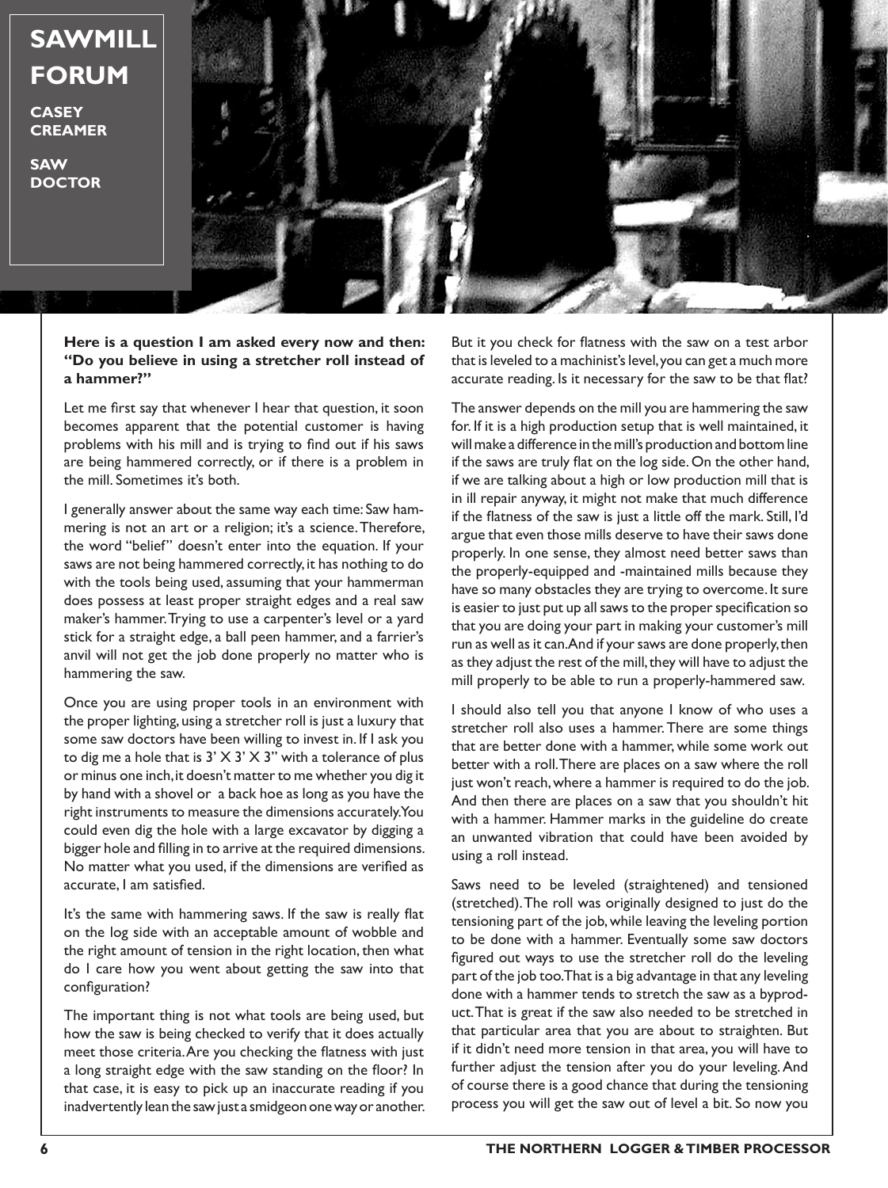# SAWMILL FORUM

**CASEY CREAMER**

**SAW DOCTOR**

**Here is a question I am asked every now and then: "Do you believe in using a stretcher roll instead of a hammer?"**

Let me first say that whenever I hear that question, it soon becomes apparent that the potential customer is having problems with his mill and is trying to find out if his saws are being hammered correctly, or if there is a problem in the mill. Sometimes it's both.

I generally answer about the same way each time: Saw hammering is not an art or a religion; it's a science. Therefore, the word "belief" doesn't enter into the equation. If your saws are not being hammered correctly, it has nothing to do with the tools being used, assuming that your hammerman does possess at least proper straight edges and a real saw maker's hammer. Trying to use a carpenter's level or a yard stick for a straight edge, a ball peen hammer, and a farrier's anvil will not get the job done properly no matter who is hammering the saw.

Once you are using proper tools in an environment with the proper lighting, using a stretcher roll is just a luxury that some saw doctors have been willing to invest in. If I ask you to dig me a hole that is 3' X 3' X 3" with a tolerance of plus or minus one inch, it doesn't matter to me whether you dig it by hand with a shovel or a back hoe as long as you have the right instruments to measure the dimensions accurately. You could even dig the hole with a large excavator by digging a bigger hole and filling in to arrive at the required dimensions. No matter what you used, if the dimensions are verified as accurate, I am satisfied.

It's the same with hammering saws. If the saw is really flat on the log side with an acceptable amount of wobble and the right amount of tension in the right location, then what do I care how you went about getting the saw into that configuration?

The important thing is not what tools are being used, but how the saw is being checked to verify that it does actually meet those criteria. Are you checking the flatness with just a long straight edge with the saw standing on the floor? In that case, it is easy to pick up an inaccurate reading if you inadvertently lean the saw just a smidgeon one way or another. But it you check for flatness with the saw on a test arbor that is leveled to a machinist's level, you can get a much more accurate reading. Is it necessary for the saw to be that flat?

The answer depends on the mill you are hammering the saw for. If it is a high production setup that is well maintained, it will make a difference in the mill's production and bottom line if the saws are truly flat on the log side. On the other hand, if we are talking about a high or low production mill that is in ill repair anyway, it might not make that much difference if the flatness of the saw is just a little off the mark. Still, I'd argue that even those mills deserve to have their saws done properly. In one sense, they almost need better saws than the properly-equipped and -maintained mills because they have so many obstacles they are trying to overcome. It sure is easier to just put up all saws to the proper specification so that you are doing your part in making your customer's mill run as well as it can. And if your saws are done properly, then as they adjust the rest of the mill, they will have to adjust the mill properly to be able to run a properly-hammered saw.

I should also tell you that anyone I know of who uses a stretcher roll also uses a hammer. There are some things that are better done with a hammer, while some work out better with a roll. There are places on a saw where the roll just won't reach, where a hammer is required to do the job. And then there are places on a saw that you shouldn't hit with a hammer. Hammer marks in the guideline do create an unwanted vibration that could have been avoided by using a roll instead.

Saws need to be leveled (straightened) and tensioned (stretched). The roll was originally designed to just do the tensioning part of the job, while leaving the leveling portion to be done with a hammer. Eventually some saw doctors figured out ways to use the stretcher roll do the leveling part of the job too. That is a big advantage in that any leveling done with a hammer tends to stretch the saw as a byproduct. That is great if the saw also needed to be stretched in that particular area that you are about to straighten. But if it didn't need more tension in that area, you will have to further adjust the tension after you do your leveling. And of course there is a good chance that during the tensioning process you will get the saw out of level a bit. So now you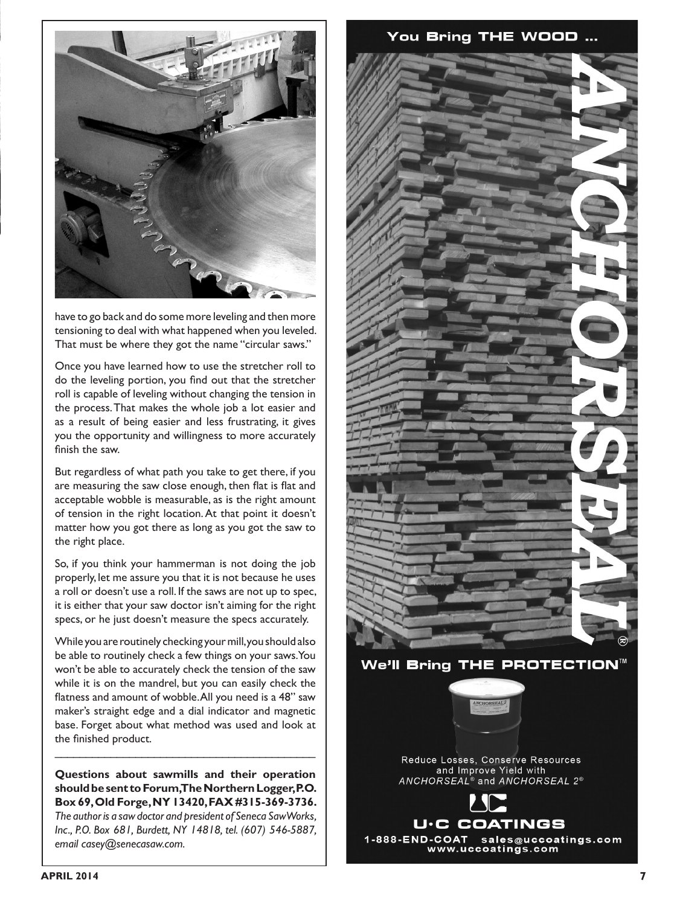have to go back and do some more leveling and then more tensioning to deal with what happened when you leveled. That must be where they got the name "circular saws."

Once you have learned how to use the stretcher roll to do the leveling portion, you find out that the stretcher roll is capable of leveling without changing the tension in the process. That makes the whole job a lot easier and as a result of being easier and less frustrating, it gives you the opportunity and willingness to more accurately finish the saw.

But regardless of what path you take to get there, if you are measuring the saw close enough, then flat is flat and acceptable wobble is measurable, as is the right amount of tension in the right location. At that point it doesn't matter how you got there as long as you got the saw to the right place.

So, if you think your hammerman is not doing the job properly, let me assure you that it is not because he uses a roll or doesn't use a roll. If the saws are not up to spec, it is either that your saw doctor isn't aiming for the right specs, or he just doesn't measure the specs accurately.

While you are routinely checking your mill, you should also be able to routinely check a few things on your saws. You won't be able to accurately check the tension of the saw while it is on the mandrel, but you can easily check the flatness and amount of wobble. All you need is a 48" saw maker's straight edge and a dial indicator and magnetic base. Forget about what method was used and look at the finished product.

---

**Questions about sawmills and their operation should be sent to Forum, The Northern Logger, P.O. Box 69, Old Forge, NY 13420, FAX #315-369-3736.**

*The author is a saw doctor and president of Seneca SawWorks, Inc., P.O. Box 681, Burdett, NY 14818, tel. (607) 546-5887, email casey@senecasaw.com.*

---

You Bring THE WOOD ...

ANCHORSEAL®

We'll Bring THE PROTECTION™

Reduce Losses, Conserve Resources and Improve Yield with *ANCHORSEAL® and ANCHORSEAL 2®*

U·C COATINGS

1-888-END-COAT sales@uccoatings.com
www.uccoatings.com